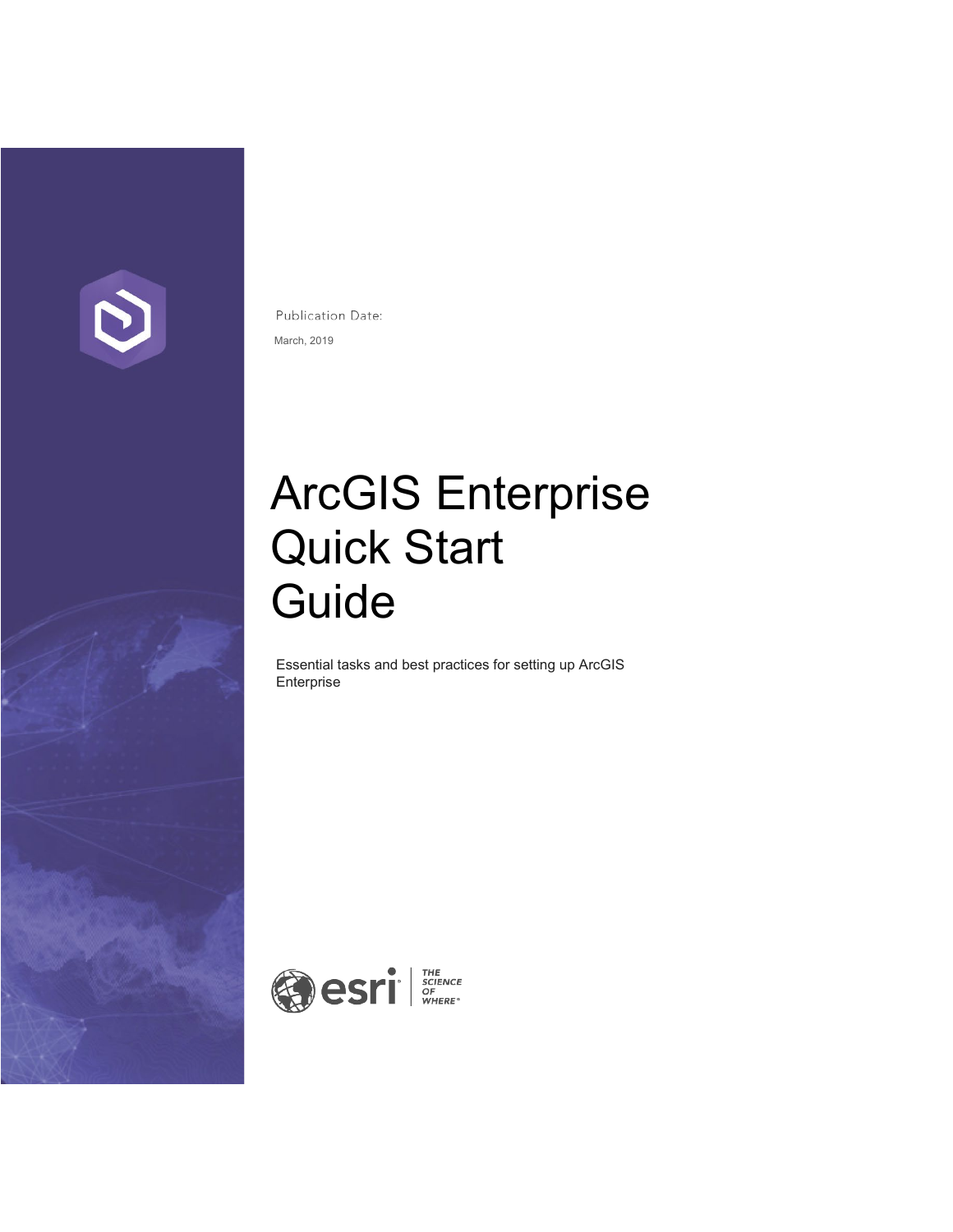Publication Date:

March, 2019

# ArcGIS Enterprise Quick Start Guide

Essential tasks and best practices for setting up ArcGIS Enterprise

esri THE SCIENCE OF WHERE®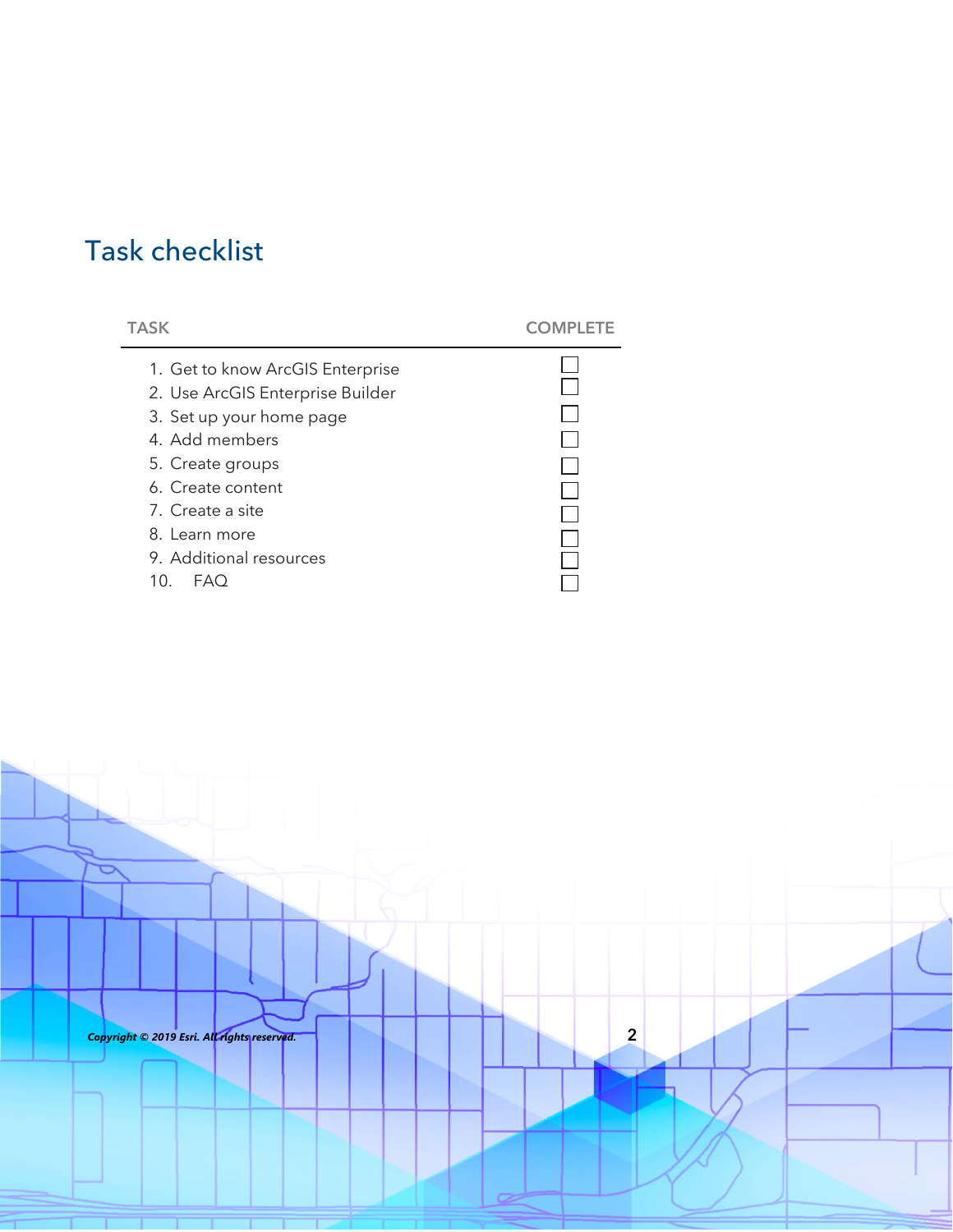# Task checklist

| TASK | COMPLETE |
| --- | --- |
| 1. Get to know ArcGIS Enterprise | ☐ |
| 2. Use ArcGIS Enterprise Builder | ☐ |
| 3. Set up your home page | ☐ |
| 4. Add members | ☐ |
| 5. Create groups | ☐ |
| 6. Create content | ☐ |
| 7. Create a site | ☐ |
| 8. Learn more | ☐ |
| 9. Additional resources | ☐ |
| 10. FAQ | ☐ |

***Copyright © 2019 Esri. All rights reserved.***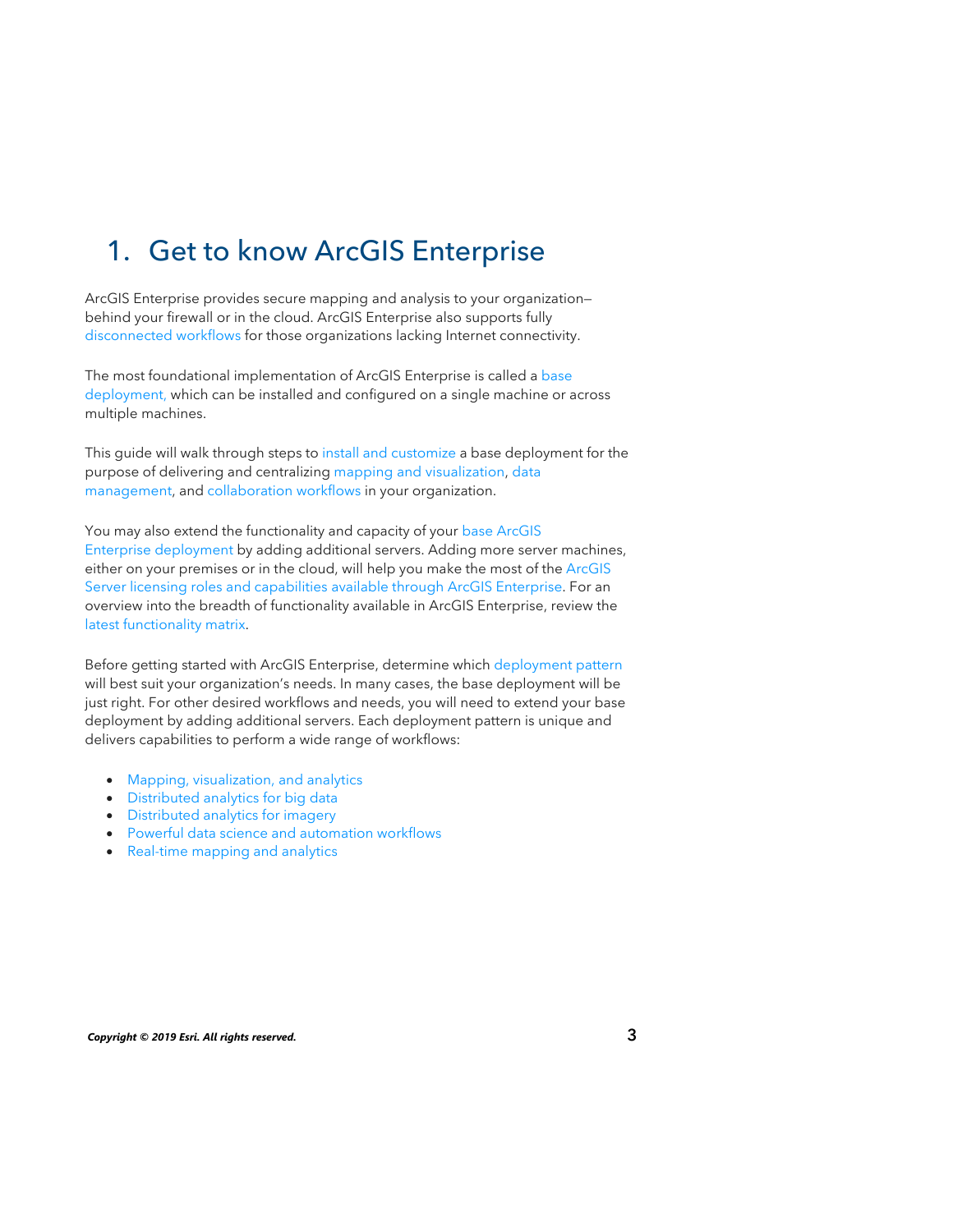# 1. Get to know ArcGIS Enterprise

ArcGIS Enterprise provides secure mapping and analysis to your organization—behind your firewall or in the cloud. ArcGIS Enterprise also supports fully disconnected workflows for those organizations lacking Internet connectivity.

The most foundational implementation of ArcGIS Enterprise is called a base deployment, which can be installed and configured on a single machine or across multiple machines.

This guide will walk through steps to install and customize a base deployment for the purpose of delivering and centralizing mapping and visualization, data management, and collaboration workflows in your organization.

You may also extend the functionality and capacity of your base ArcGIS Enterprise deployment by adding additional servers. Adding more server machines, either on your premises or in the cloud, will help you make the most of the ArcGIS Server licensing roles and capabilities available through ArcGIS Enterprise. For an overview into the breadth of functionality available in ArcGIS Enterprise, review the latest functionality matrix.

Before getting started with ArcGIS Enterprise, determine which deployment pattern will best suit your organization's needs. In many cases, the base deployment will be just right. For other desired workflows and needs, you will need to extend your base deployment by adding additional servers. Each deployment pattern is unique and delivers capabilities to perform a wide range of workflows:

- Mapping, visualization, and analytics
- Distributed analytics for big data
- Distributed analytics for imagery
- Powerful data science and automation workflows
- Real-time mapping and analytics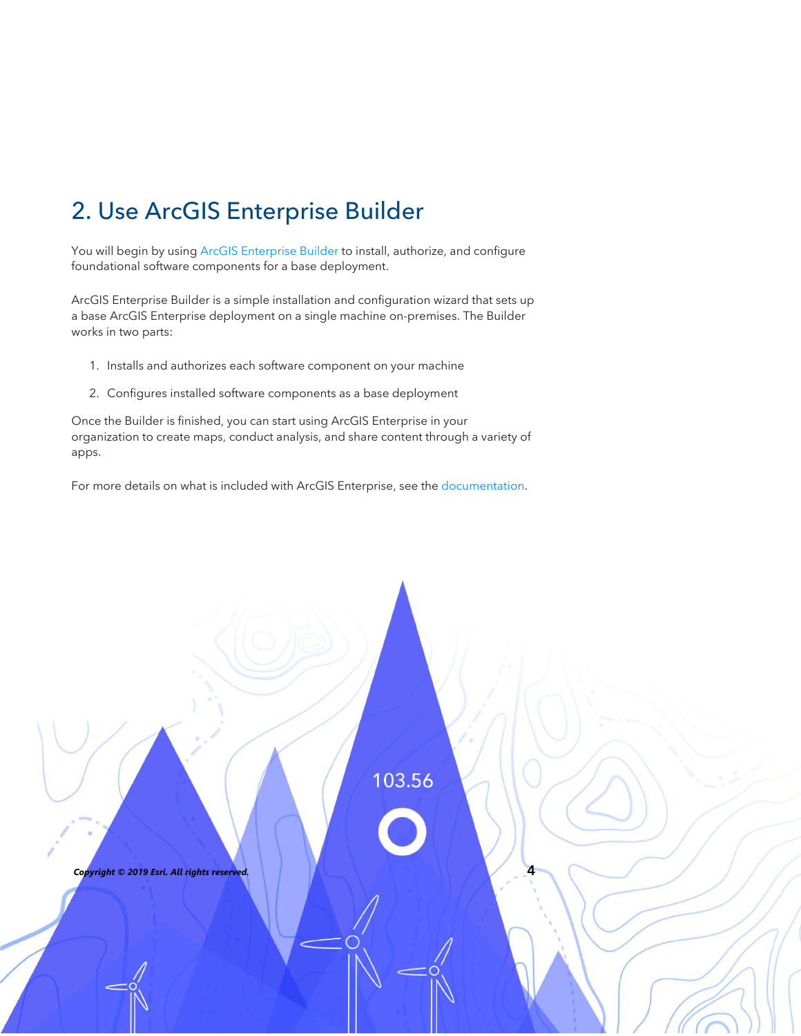## 2. Use ArcGIS Enterprise Builder

You will begin by using ArcGIS Enterprise Builder to install, authorize, and configure foundational software components for a base deployment.

ArcGIS Enterprise Builder is a simple installation and configuration wizard that sets up a base ArcGIS Enterprise deployment on a single machine on-premises. The Builder works in two parts:

1. Installs and authorizes each software component on your machine
2. Configures installed software components as a base deployment

Once the Builder is finished, you can start using ArcGIS Enterprise in your organization to create maps, conduct analysis, and share content through a variety of apps.

For more details on what is included with ArcGIS Enterprise, see the documentation.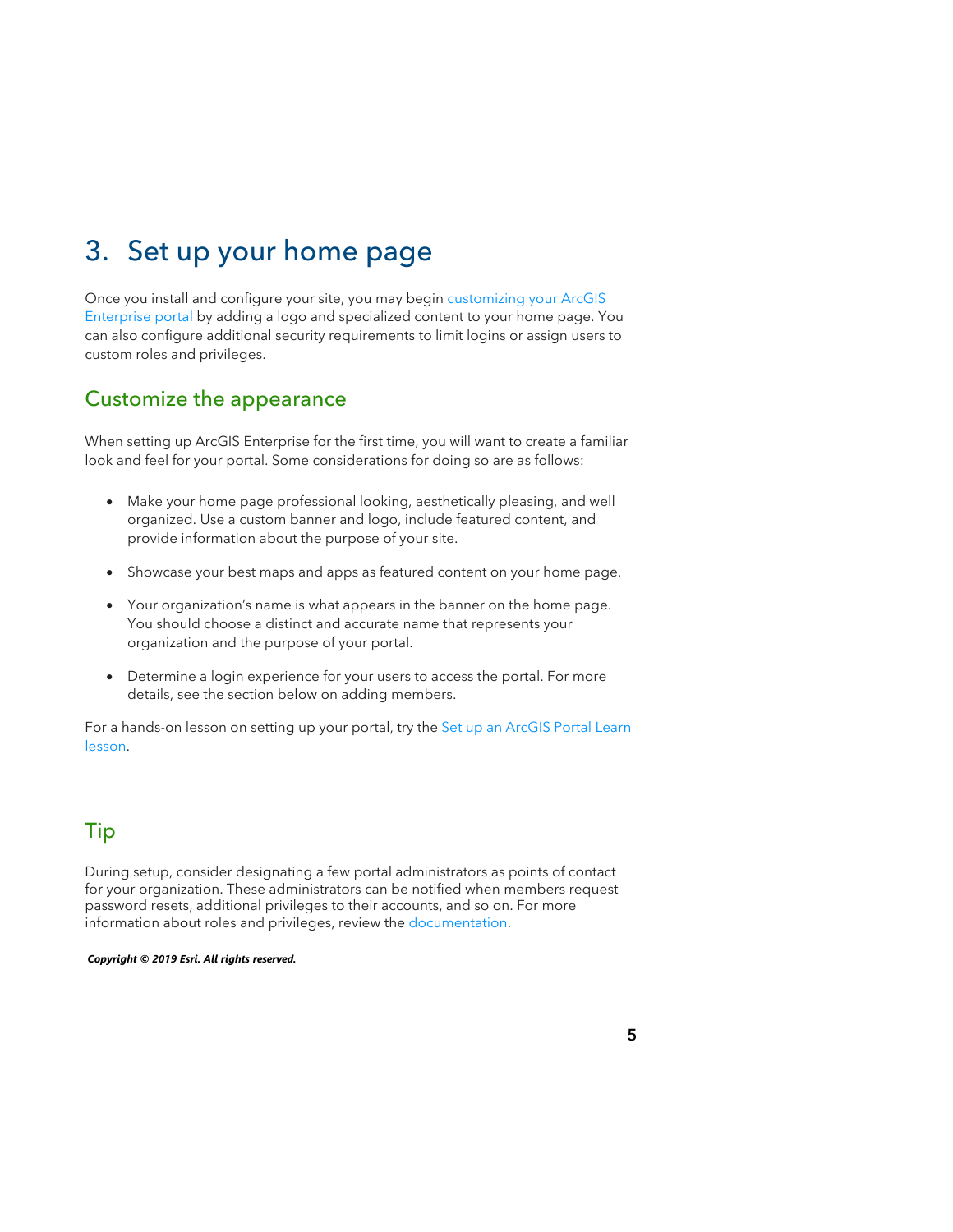# 3. Set up your home page

Once you install and configure your site, you may begin customizing your ArcGIS Enterprise portal by adding a logo and specialized content to your home page. You can also configure additional security requirements to limit logins or assign users to custom roles and privileges.

## Customize the appearance

When setting up ArcGIS Enterprise for the first time, you will want to create a familiar look and feel for your portal. Some considerations for doing so are as follows:

- Make your home page professional looking, aesthetically pleasing, and well organized. Use a custom banner and logo, include featured content, and provide information about the purpose of your site.
- Showcase your best maps and apps as featured content on your home page.
- Your organization's name is what appears in the banner on the home page. You should choose a distinct and accurate name that represents your organization and the purpose of your portal.
- Determine a login experience for your users to access the portal. For more details, see the section below on adding members.

For a hands-on lesson on setting up your portal, try the Set up an ArcGIS Portal Learn lesson.

## Tip

During setup, consider designating a few portal administrators as points of contact for your organization. These administrators can be notified when members request password resets, additional privileges to their accounts, and so on. For more information about roles and privileges, review the documentation.

***Copyright © 2019 Esri. All rights reserved.***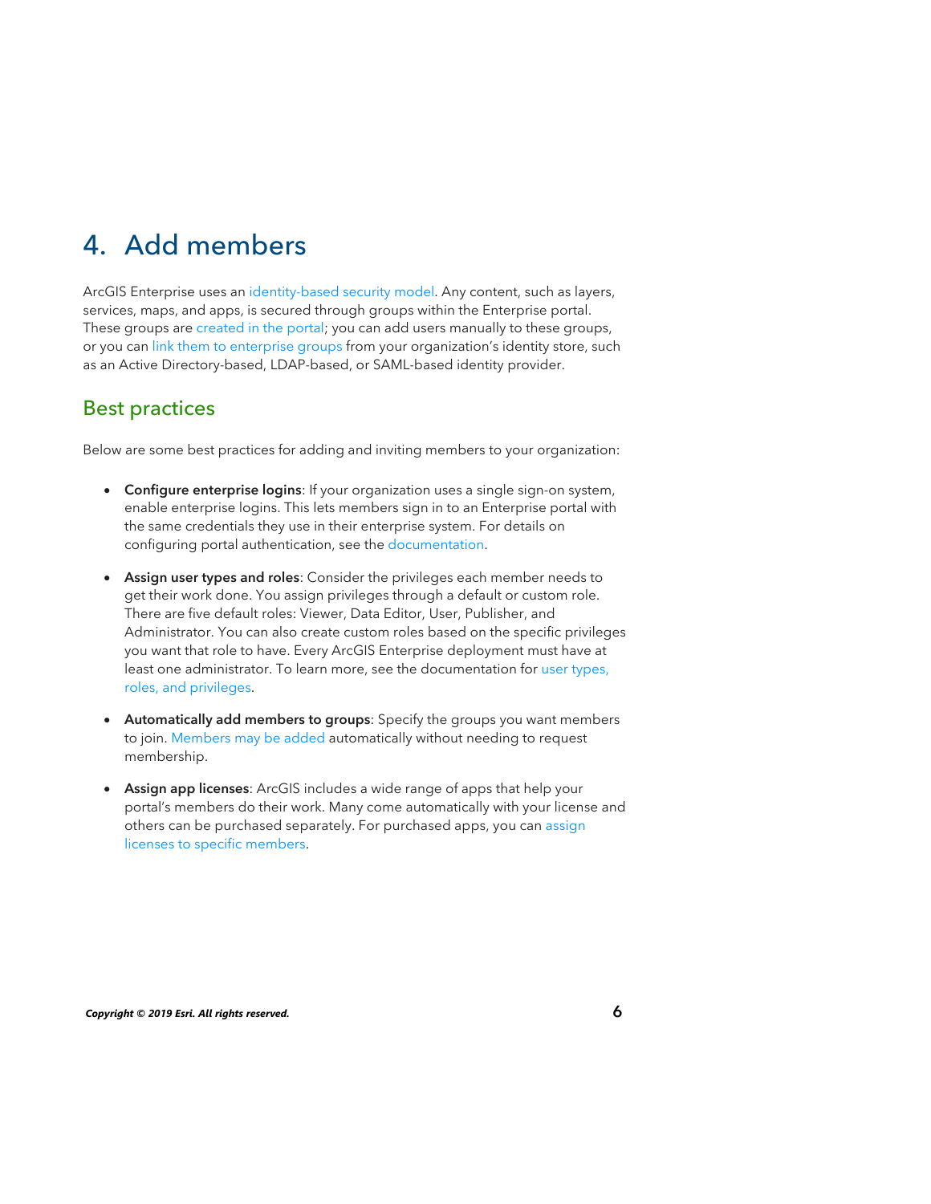# 4. Add members

ArcGIS Enterprise uses an identity-based security model. Any content, such as layers, services, maps, and apps, is secured through groups within the Enterprise portal. These groups are created in the portal; you can add users manually to these groups, or you can link them to enterprise groups from your organization's identity store, such as an Active Directory-based, LDAP-based, or SAML-based identity provider.

## Best practices

Below are some best practices for adding and inviting members to your organization:

- **Configure enterprise logins**: If your organization uses a single sign-on system, enable enterprise logins. This lets members sign in to an Enterprise portal with the same credentials they use in their enterprise system. For details on configuring portal authentication, see the documentation.

- **Assign user types and roles**: Consider the privileges each member needs to get their work done. You assign privileges through a default or custom role. There are five default roles: Viewer, Data Editor, User, Publisher, and Administrator. You can also create custom roles based on the specific privileges you want that role to have. Every ArcGIS Enterprise deployment must have at least one administrator. To learn more, see the documentation for user types, roles, and privileges.

- **Automatically add members to groups**: Specify the groups you want members to join. Members may be added automatically without needing to request membership.

- **Assign app licenses**: ArcGIS includes a wide range of apps that help your portal's members do their work. Many come automatically with your license and others can be purchased separately. For purchased apps, you can assign licenses to specific members.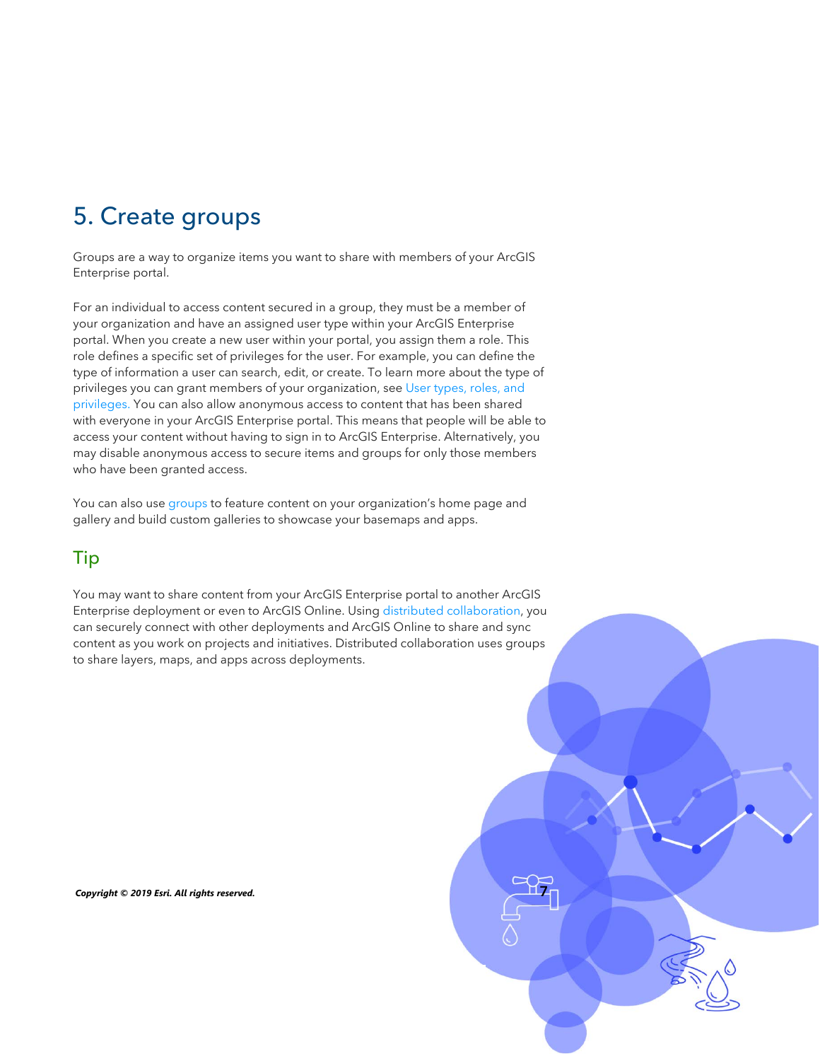# 5. Create groups

Groups are a way to organize items you want to share with members of your ArcGIS Enterprise portal.

For an individual to access content secured in a group, they must be a member of your organization and have an assigned user type within your ArcGIS Enterprise portal. When you create a new user within your portal, you assign them a role. This role defines a specific set of privileges for the user. For example, you can define the type of information a user can search, edit, or create. To learn more about the type of privileges you can grant members of your organization, see User types, roles, and privileges. You can also allow anonymous access to content that has been shared with everyone in your ArcGIS Enterprise portal. This means that people will be able to access your content without having to sign in to ArcGIS Enterprise. Alternatively, you may disable anonymous access to secure items and groups for only those members who have been granted access.

You can also use groups to feature content on your organization's home page and gallery and build custom galleries to showcase your basemaps and apps.

## Tip

You may want to share content from your ArcGIS Enterprise portal to another ArcGIS Enterprise deployment or even to ArcGIS Online. Using distributed collaboration, you can securely connect with other deployments and ArcGIS Online to share and sync content as you work on projects and initiatives. Distributed collaboration uses groups to share layers, maps, and apps across deployments.

***Copyright © 2019 Esri. All rights reserved.***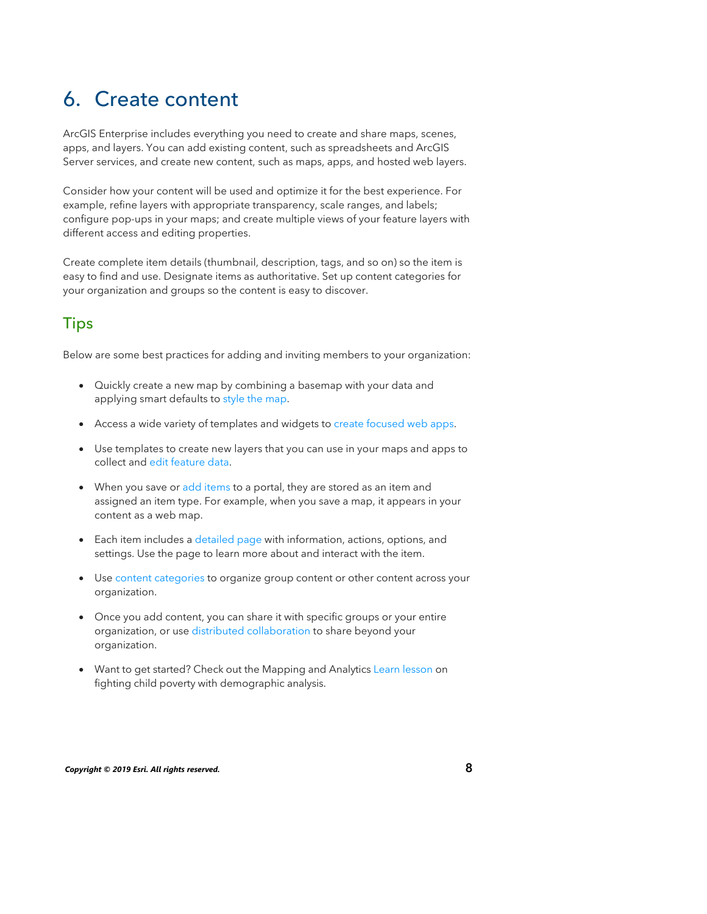# 6. Create content

ArcGIS Enterprise includes everything you need to create and share maps, scenes, apps, and layers. You can add existing content, such as spreadsheets and ArcGIS Server services, and create new content, such as maps, apps, and hosted web layers.

Consider how your content will be used and optimize it for the best experience. For example, refine layers with appropriate transparency, scale ranges, and labels; configure pop-ups in your maps; and create multiple views of your feature layers with different access and editing properties.

Create complete item details (thumbnail, description, tags, and so on) so the item is easy to find and use. Designate items as authoritative. Set up content categories for your organization and groups so the content is easy to discover.

## Tips

Below are some best practices for adding and inviting members to your organization:

- Quickly create a new map by combining a basemap with your data and applying smart defaults to style the map.
- Access a wide variety of templates and widgets to create focused web apps.
- Use templates to create new layers that you can use in your maps and apps to collect and edit feature data.
- When you save or add items to a portal, they are stored as an item and assigned an item type. For example, when you save a map, it appears in your content as a web map.
- Each item includes a detailed page with information, actions, options, and settings. Use the page to learn more about and interact with the item.
- Use content categories to organize group content or other content across your organization.
- Once you add content, you can share it with specific groups or your entire organization, or use distributed collaboration to share beyond your organization.
- Want to get started? Check out the Mapping and Analytics Learn lesson on fighting child poverty with demographic analysis.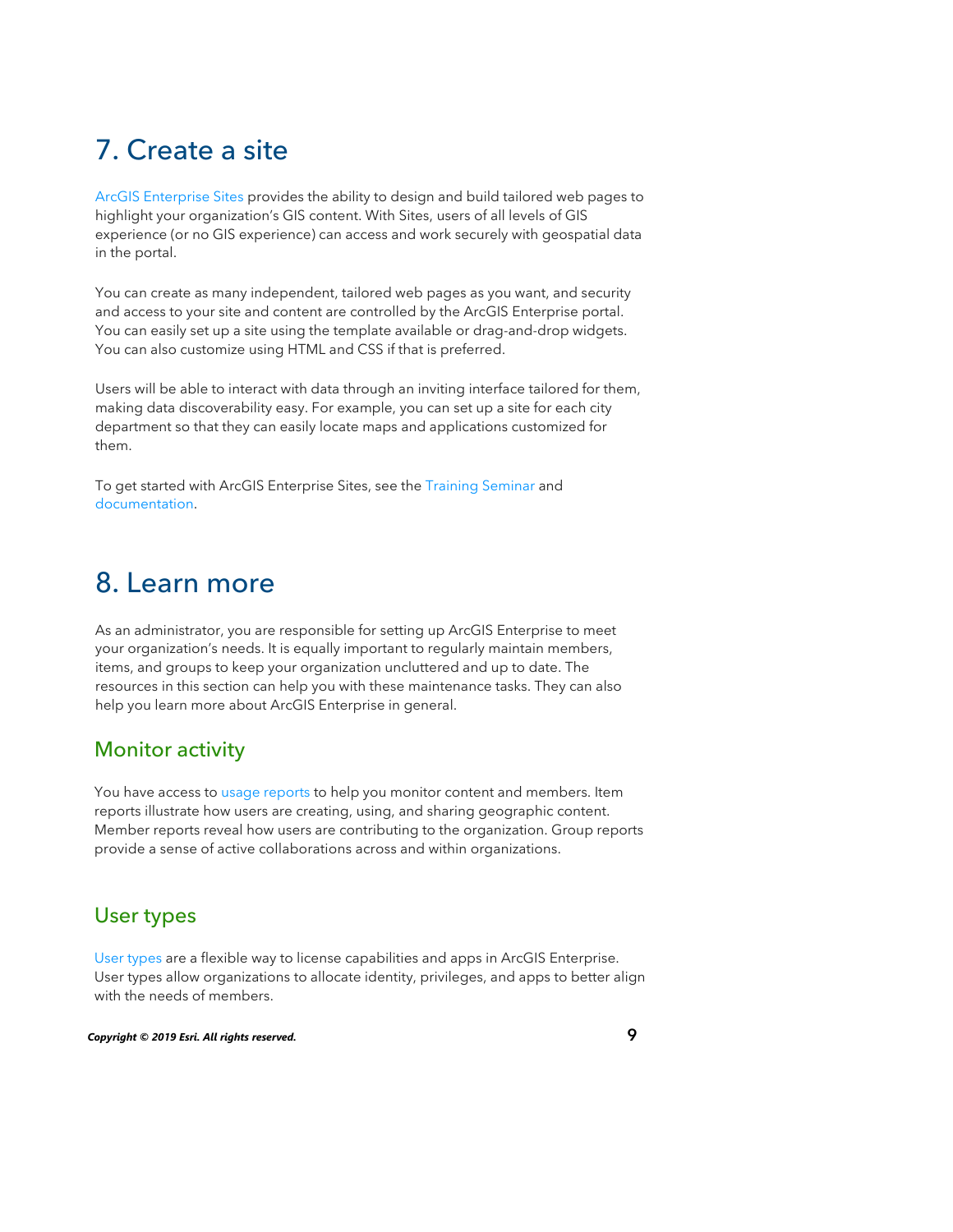# 7. Create a site

ArcGIS Enterprise Sites provides the ability to design and build tailored web pages to highlight your organization's GIS content. With Sites, users of all levels of GIS experience (or no GIS experience) can access and work securely with geospatial data in the portal.

You can create as many independent, tailored web pages as you want, and security and access to your site and content are controlled by the ArcGIS Enterprise portal. You can easily set up a site using the template available or drag-and-drop widgets. You can also customize using HTML and CSS if that is preferred.

Users will be able to interact with data through an inviting interface tailored for them, making data discoverability easy. For example, you can set up a site for each city department so that they can easily locate maps and applications customized for them.

To get started with ArcGIS Enterprise Sites, see the Training Seminar and documentation.

# 8. Learn more

As an administrator, you are responsible for setting up ArcGIS Enterprise to meet your organization's needs. It is equally important to regularly maintain members, items, and groups to keep your organization uncluttered and up to date. The resources in this section can help you with these maintenance tasks. They can also help you learn more about ArcGIS Enterprise in general.

## Monitor activity

You have access to usage reports to help you monitor content and members. Item reports illustrate how users are creating, using, and sharing geographic content. Member reports reveal how users are contributing to the organization. Group reports provide a sense of active collaborations across and within organizations.

## User types

User types are a flexible way to license capabilities and apps in ArcGIS Enterprise. User types allow organizations to allocate identity, privileges, and apps to better align with the needs of members.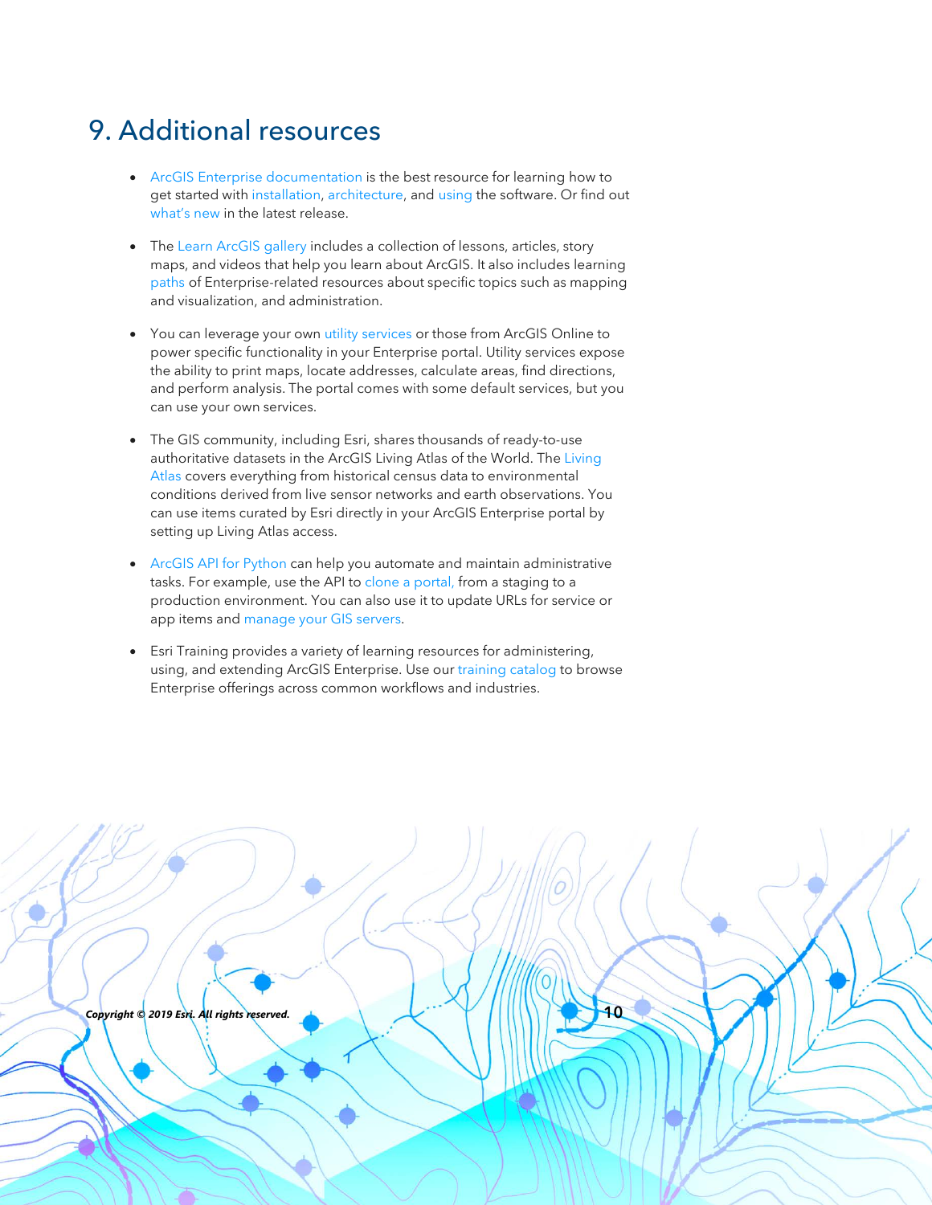# 9. Additional resources

- ArcGIS Enterprise documentation is the best resource for learning how to get started with installation, architecture, and using the software. Or find out what's new in the latest release.

- The Learn ArcGIS gallery includes a collection of lessons, articles, story maps, and videos that help you learn about ArcGIS. It also includes learning paths of Enterprise-related resources about specific topics such as mapping and visualization, and administration.

- You can leverage your own utility services or those from ArcGIS Online to power specific functionality in your Enterprise portal. Utility services expose the ability to print maps, locate addresses, calculate areas, find directions, and perform analysis. The portal comes with some default services, but you can use your own services.

- The GIS community, including Esri, shares thousands of ready-to-use authoritative datasets in the ArcGIS Living Atlas of the World. The Living Atlas covers everything from historical census data to environmental conditions derived from live sensor networks and earth observations. You can use items curated by Esri directly in your ArcGIS Enterprise portal by setting up Living Atlas access.

- ArcGIS API for Python can help you automate and maintain administrative tasks. For example, use the API to clone a portal, from a staging to a production environment. You can also use it to update URLs for service or app items and manage your GIS servers.

- Esri Training provides a variety of learning resources for administering, using, and extending ArcGIS Enterprise. Use our training catalog to browse Enterprise offerings across common workflows and industries.

*Copyright © 2019 Esri. All rights reserved.*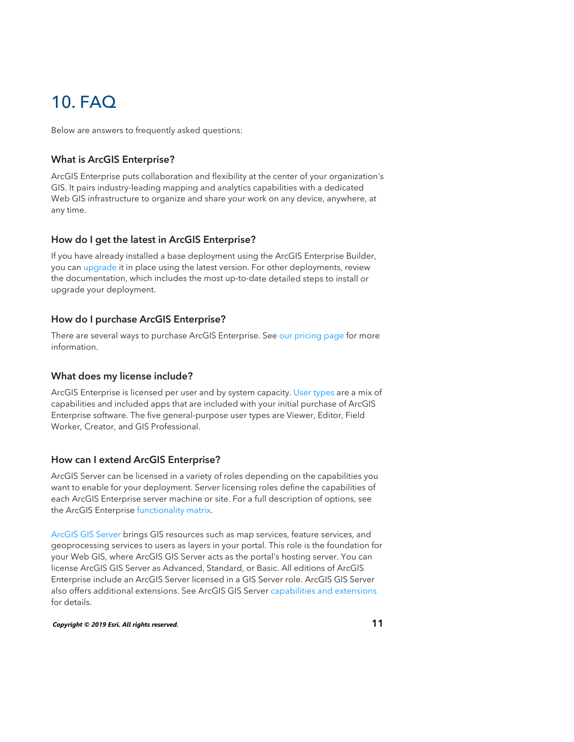# 10. FAQ

Below are answers to frequently asked questions:

### What is ArcGIS Enterprise?

ArcGIS Enterprise puts collaboration and flexibility at the center of your organization's GIS. It pairs industry-leading mapping and analytics capabilities with a dedicated Web GIS infrastructure to organize and share your work on any device, anywhere, at any time.

### How do I get the latest in ArcGIS Enterprise?

If you have already installed a base deployment using the ArcGIS Enterprise Builder, you can upgrade it in place using the latest version. For other deployments, review the documentation, which includes the most up-to-date detailed steps to install or upgrade your deployment.

### How do I purchase ArcGIS Enterprise?

There are several ways to purchase ArcGIS Enterprise. See our pricing page for more information.

### What does my license include?

ArcGIS Enterprise is licensed per user and by system capacity. User types are a mix of capabilities and included apps that are included with your initial purchase of ArcGIS Enterprise software. The five general-purpose user types are Viewer, Editor, Field Worker, Creator, and GIS Professional.

### How can I extend ArcGIS Enterprise?

ArcGIS Server can be licensed in a variety of roles depending on the capabilities you want to enable for your deployment. Server licensing roles define the capabilities of each ArcGIS Enterprise server machine or site. For a full description of options, see the ArcGIS Enterprise functionality matrix.

ArcGIS GIS Server brings GIS resources such as map services, feature services, and geoprocessing services to users as layers in your portal. This role is the foundation for your Web GIS, where ArcGIS GIS Server acts as the portal's hosting server. You can license ArcGIS GIS Server as Advanced, Standard, or Basic. All editions of ArcGIS Enterprise include an ArcGIS Server licensed in a GIS Server role. ArcGIS GIS Server also offers additional extensions. See ArcGIS GIS Server capabilities and extensions for details.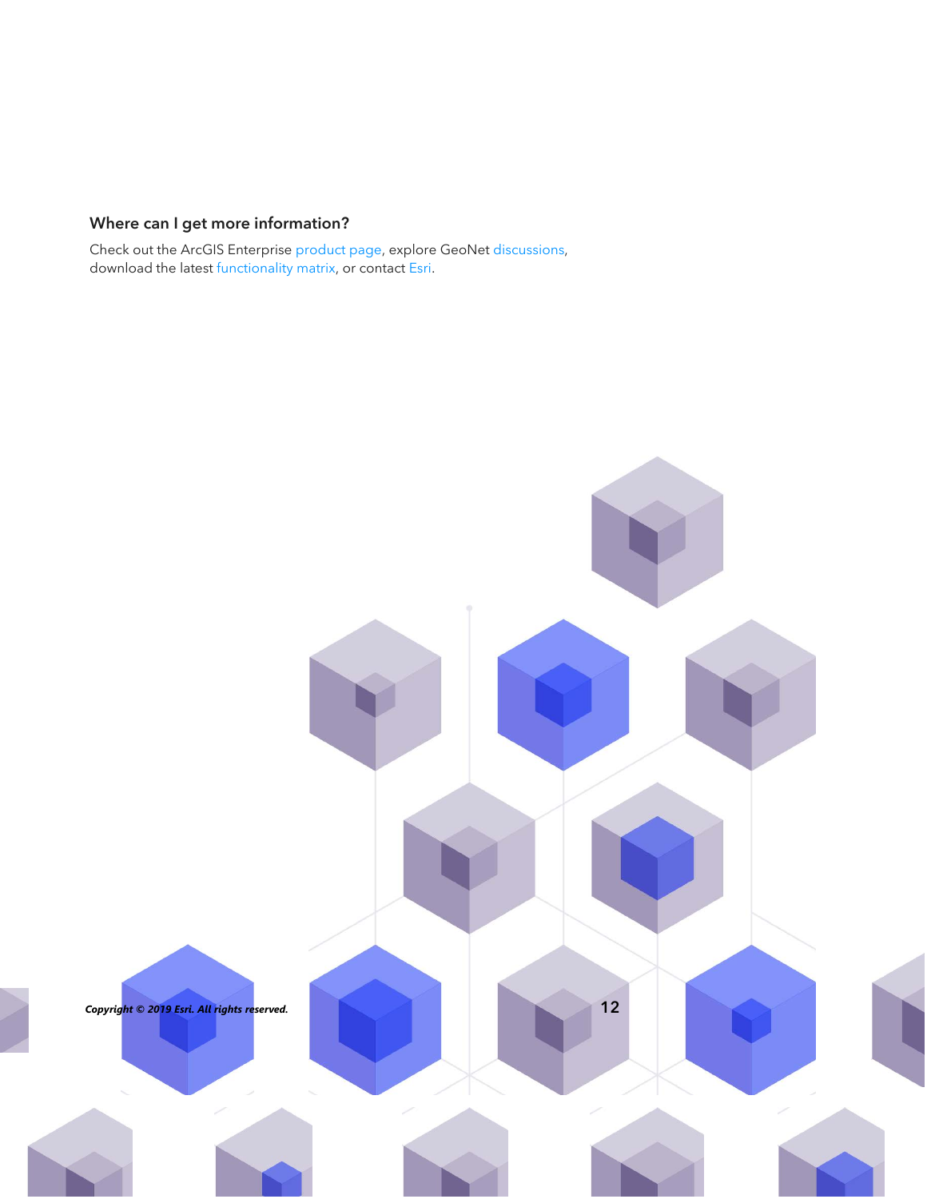### Where can I get more information?

Check out the ArcGIS Enterprise product page, explore GeoNet discussions, download the latest functionality matrix, or contact Esri.

***Copyright © 2019 Esri. All rights reserved.***